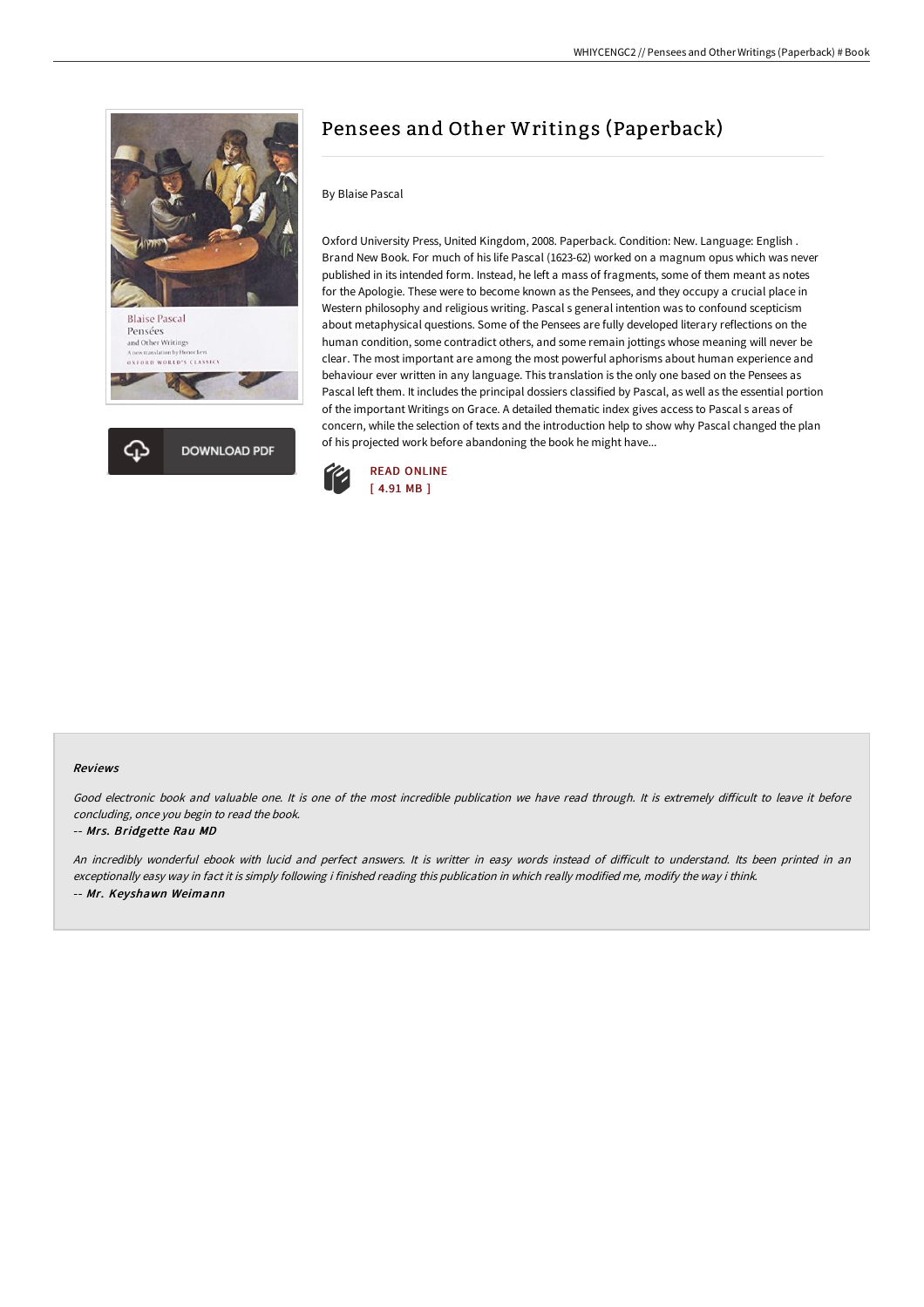# Pensees and Other Writings (Paperback)

By Blaise Pascal

Oxford University Press, United Kingdom, 2008. Paperback. Condition: New. Language: English . Brand New Book. For much of his life Pascal (1623-62) worked on a magnum opus which was never published in its intended form. Instead, he left a mass of fragments, some of them meant as notes for the Apologie. These were to become known as the Pensees, and they occupy a crucial place in Western philosophy and religious writing. Pascal s general intention was to confound scepticism about metaphysical questions. Some of the Pensees are fully developed literary reflections on the human condition, some contradict others, and some remain jottings whose meaning will never be clear. The most important are among the most powerful aphorisms about human experience and behaviour ever written in any language. This translation is the only one based on the Pensees as Pascal left them. It includes the principal dossiers classified by Pascal, as well as the essential portion of the important Writings on Grace. A detailed thematic index gives access to Pascal s areas of concern, while the selection of texts and the introduction help to show why Pascal changed the plan of his projected work before abandoning the book he might have...

DOWNLOAD PDF

READ ONLINE
[ 4.91 MB ]

### Reviews

*Good electronic book and valuable one. It is one of the most incredible publication we have read through. It is extremely difficult to leave it before concluding, once you begin to read the book.*

-- *Mrs. Bridgette Rau MD*

*An incredibly wonderful ebook with lucid and perfect answers. It is writter in easy words instead of difficult to understand. Its been printed in an exceptionally easy way in fact it is simply following i finished reading this publication in which really modified me, modify the way i think.*

-- *Mr. Keyshawn Weimann*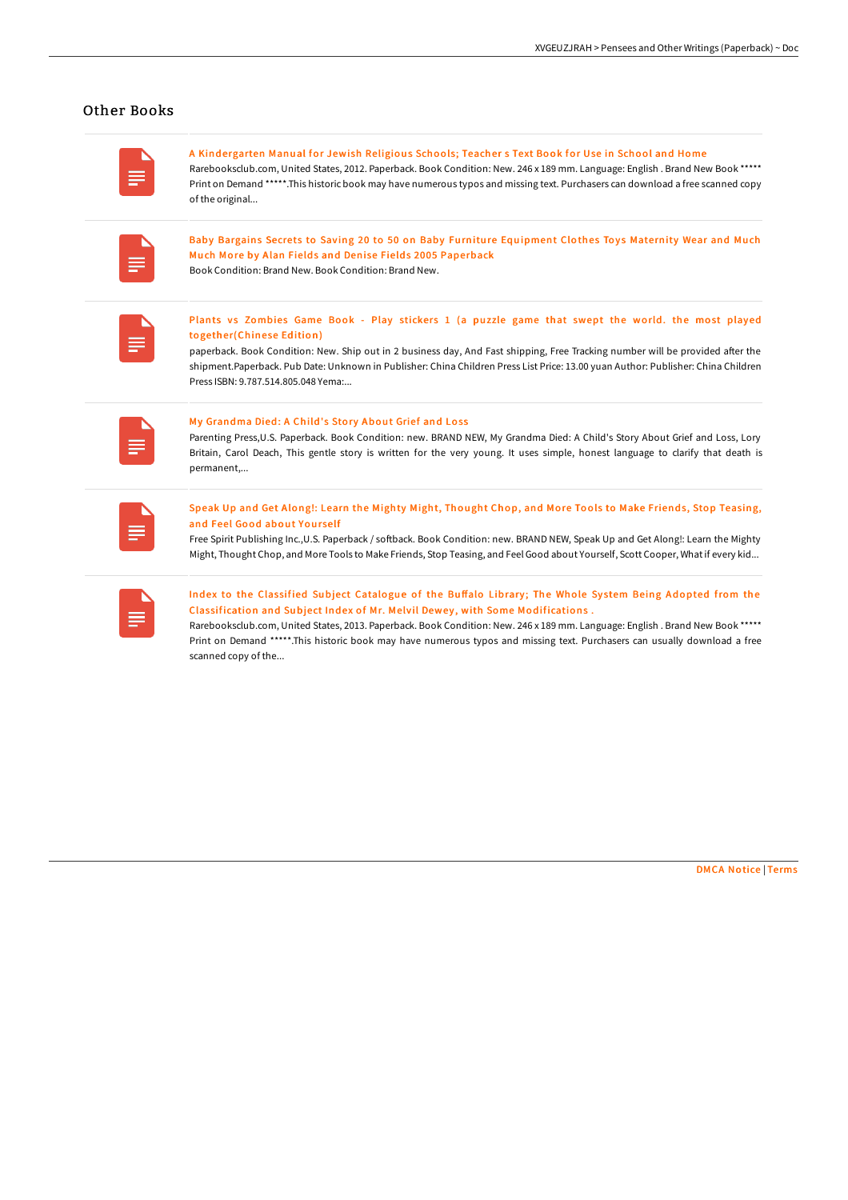## Other Books

**A Kindergarten Manual for Jewish Religious Schools; Teacher s Text Book for Use in School and Home**

Rarebooksclub.com, United States, 2012. Paperback. Book Condition: New. 246 x 189 mm. Language: English . Brand New Book ***** Print on Demand *****.This historic book may have numerous typos and missing text. Purchasers can download a free scanned copy of the original...

**Baby Bargains Secrets to Saving 20 to 50 on Baby Furniture Equipment Clothes Toys Maternity Wear and Much Much More by Alan Fields and Denise Fields 2005 Paperback**

Book Condition: Brand New. Book Condition: Brand New.

**Plants vs Zombies Game Book - Play stickers 1 (a puzzle game that swept the world. the most played together(Chinese Edition)**

paperback. Book Condition: New. Ship out in 2 business day, And Fast shipping, Free Tracking number will be provided after the shipment.Paperback. Pub Date: Unknown in Publisher: China Children Press List Price: 13.00 yuan Author: Publisher: China Children Press ISBN: 9.787.514.805.048 Yema:...

**My Grandma Died: A Child's Story About Grief and Loss**

Parenting Press,U.S. Paperback. Book Condition: new. BRAND NEW, My Grandma Died: A Child's Story About Grief and Loss, Lory Britain, Carol Deach, This gentle story is written for the very young. It uses simple, honest language to clarify that death is permanent,...

**Speak Up and Get Along!: Learn the Mighty Might, Thought Chop, and More Tools to Make Friends, Stop Teasing, and Feel Good about Yourself**

Free Spirit Publishing Inc.,U.S. Paperback / softback. Book Condition: new. BRAND NEW, Speak Up and Get Along!: Learn the Mighty Might, Thought Chop, and More Tools to Make Friends, Stop Teasing, and Feel Good about Yourself, Scott Cooper, What if every kid...

**Index to the Classified Subject Catalogue of the Buffalo Library; The Whole System Being Adopted from the Classification and Subject Index of Mr. Melvil Dewey, with Some Modifications .**

Rarebooksclub.com, United States, 2013. Paperback. Book Condition: New. 246 x 189 mm. Language: English . Brand New Book ***** Print on Demand *****.This historic book may have numerous typos and missing text. Purchasers can usually download a free scanned copy of the...